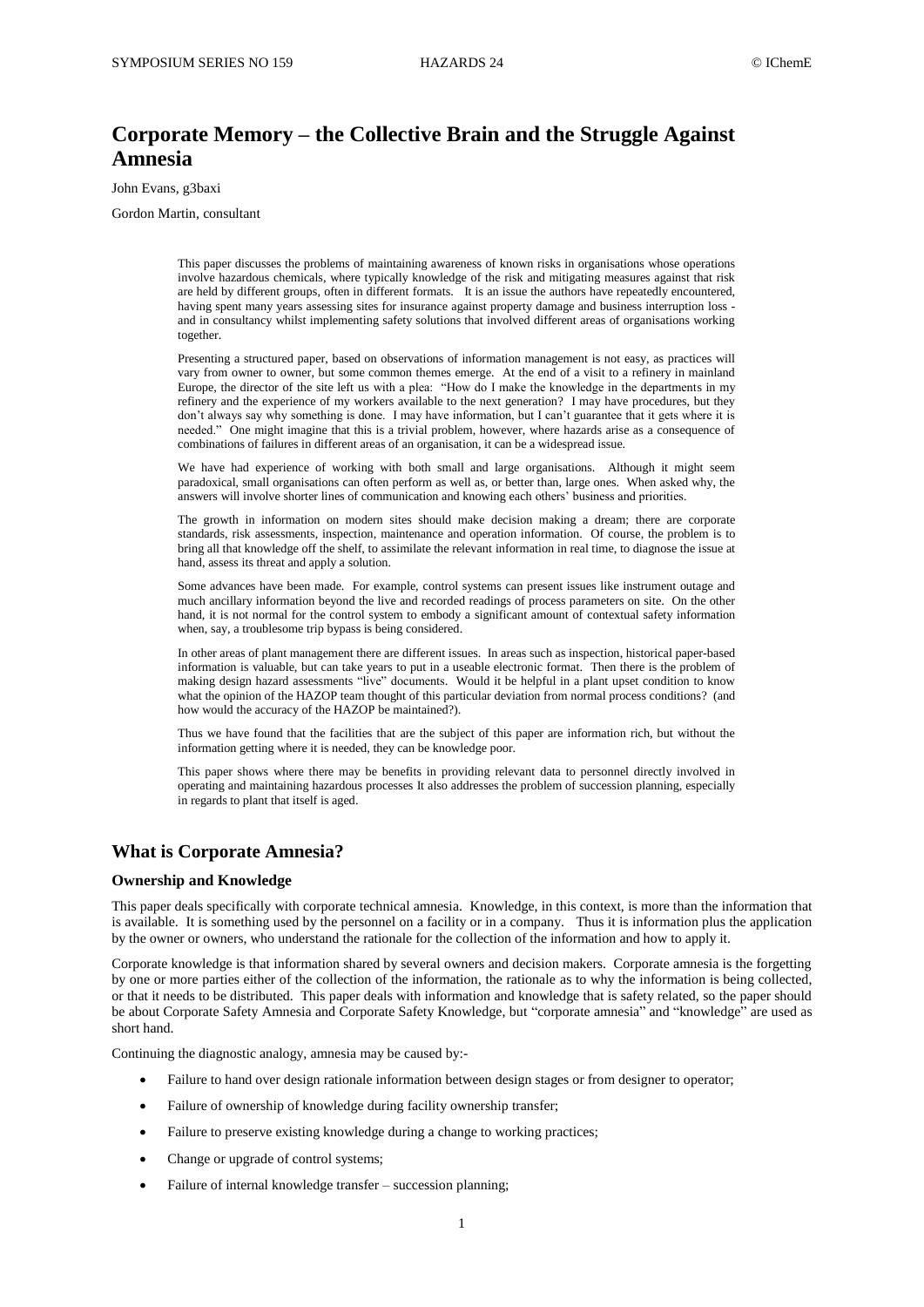# Corporate Memory – the Collective Brain and the Struggle Against Amnesia

John Evans, g3baxi

Gordon Martin, consultant

This paper discusses the problems of maintaining awareness of known risks in organisations whose operations involve hazardous chemicals, where typically knowledge of the risk and mitigating measures against that risk are held by different groups, often in different formats. It is an issue the authors have repeatedly encountered, having spent many years assessing sites for insurance against property damage and business interruption loss - and in consultancy whilst implementing safety solutions that involved different areas of organisations working together.

Presenting a structured paper, based on observations of information management is not easy, as practices will vary from owner to owner, but some common themes emerge. At the end of a visit to a refinery in mainland Europe, the director of the site left us with a plea: "How do I make the knowledge in the departments in my refinery and the experience of my workers available to the next generation? I may have procedures, but they don't always say why something is done. I may have information, but I can't guarantee that it gets where it is needed." One might imagine that this is a trivial problem, however, where hazards arise as a consequence of combinations of failures in different areas of an organisation, it can be a widespread issue.

We have had experience of working with both small and large organisations. Although it might seem paradoxical, small organisations can often perform as well as, or better than, large ones. When asked why, the answers will involve shorter lines of communication and knowing each others' business and priorities.

The growth in information on modern sites should make decision making a dream; there are corporate standards, risk assessments, inspection, maintenance and operation information. Of course, the problem is to bring all that knowledge off the shelf, to assimilate the relevant information in real time, to diagnose the issue at hand, assess its threat and apply a solution.

Some advances have been made. For example, control systems can present issues like instrument outage and much ancillary information beyond the live and recorded readings of process parameters on site. On the other hand, it is not normal for the control system to embody a significant amount of contextual safety information when, say, a troublesome trip bypass is being considered.

In other areas of plant management there are different issues. In areas such as inspection, historical paper-based information is valuable, but can take years to put in a useable electronic format. Then there is the problem of making design hazard assessments "live" documents. Would it be helpful in a plant upset condition to know what the opinion of the HAZOP team thought of this particular deviation from normal process conditions? (and how would the accuracy of the HAZOP be maintained?).

Thus we have found that the facilities that are the subject of this paper are information rich, but without the information getting where it is needed, they can be knowledge poor.

This paper shows where there may be benefits in providing relevant data to personnel directly involved in operating and maintaining hazardous processes It also addresses the problem of succession planning, especially in regards to plant that itself is aged.

## What is Corporate Amnesia?

### Ownership and Knowledge

This paper deals specifically with corporate technical amnesia. Knowledge, in this context, is more than the information that is available. It is something used by the personnel on a facility or in a company. Thus it is information plus the application by the owner or owners, who understand the rationale for the collection of the information and how to apply it.

Corporate knowledge is that information shared by several owners and decision makers. Corporate amnesia is the forgetting by one or more parties either of the collection of the information, the rationale as to why the information is being collected, or that it needs to be distributed. This paper deals with information and knowledge that is safety related, so the paper should be about Corporate Safety Amnesia and Corporate Safety Knowledge, but "corporate amnesia" and "knowledge" are used as short hand.

Continuing the diagnostic analogy, amnesia may be caused by:-

- Failure to hand over design rationale information between design stages or from designer to operator;
- Failure of ownership of knowledge during facility ownership transfer;
- Failure to preserve existing knowledge during a change to working practices;
- Change or upgrade of control systems;
- Failure of internal knowledge transfer – succession planning;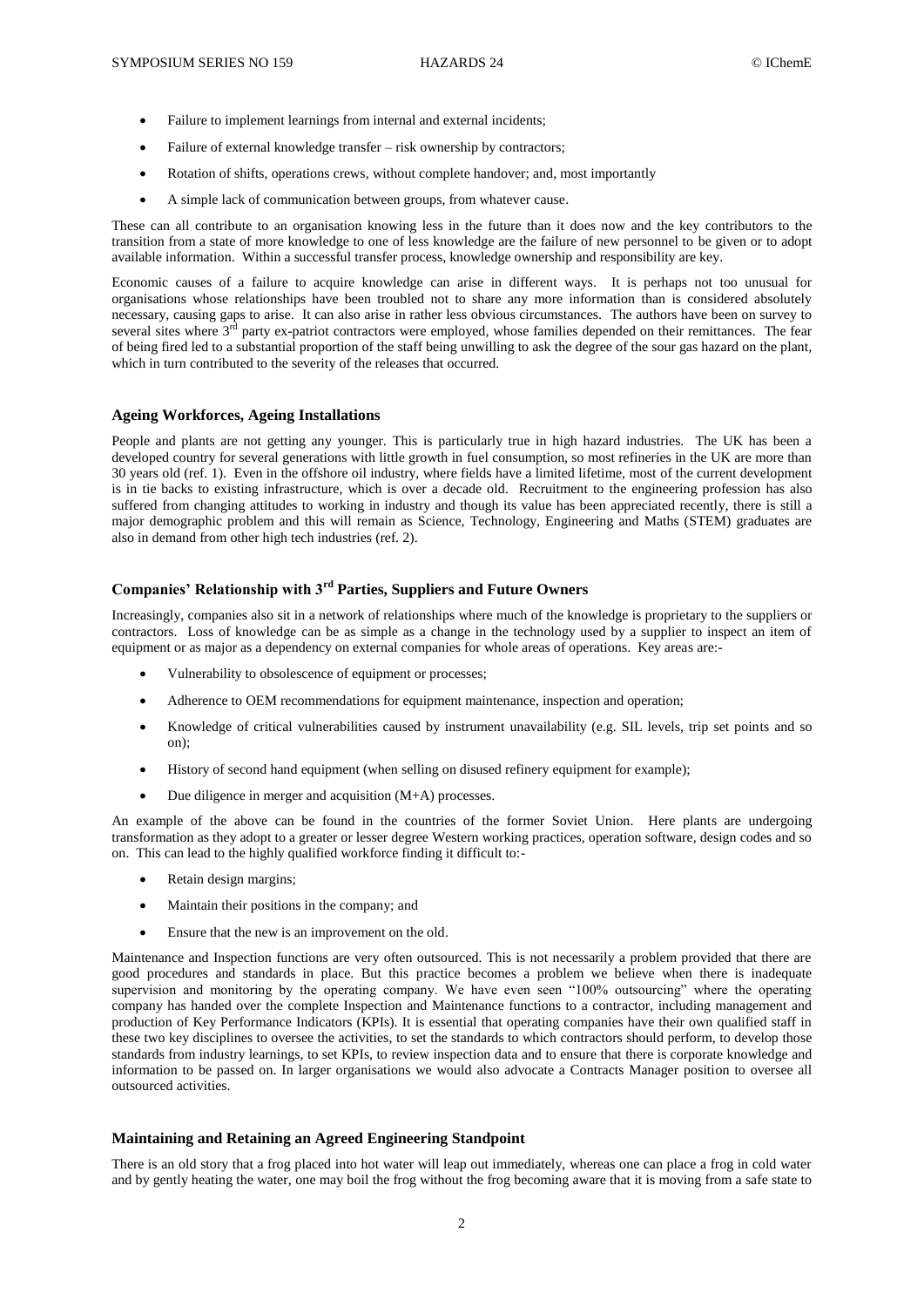- Failure to implement learnings from internal and external incidents;
- Failure of external knowledge transfer – risk ownership by contractors;
- Rotation of shifts, operations crews, without complete handover; and, most importantly
- A simple lack of communication between groups, from whatever cause.

These can all contribute to an organisation knowing less in the future than it does now and the key contributors to the transition from a state of more knowledge to one of less knowledge are the failure of new personnel to be given or to adopt available information. Within a successful transfer process, knowledge ownership and responsibility are key.

Economic causes of a failure to acquire knowledge can arise in different ways. It is perhaps not too unusual for organisations whose relationships have been troubled not to share any more information than is considered absolutely necessary, causing gaps to arise. It can also arise in rather less obvious circumstances. The authors have been on survey to several sites where 3rd party ex-patriot contractors were employed, whose families depended on their remittances. The fear of being fired led to a substantial proportion of the staff being unwilling to ask the degree of the sour gas hazard on the plant, which in turn contributed to the severity of the releases that occurred.

### Ageing Workforces, Ageing Installations

People and plants are not getting any younger. This is particularly true in high hazard industries. The UK has been a developed country for several generations with little growth in fuel consumption, so most refineries in the UK are more than 30 years old (ref. 1). Even in the offshore oil industry, where fields have a limited lifetime, most of the current development is in tie backs to existing infrastructure, which is over a decade old. Recruitment to the engineering profession has also suffered from changing attitudes to working in industry and though its value has been appreciated recently, there is still a major demographic problem and this will remain as Science, Technology, Engineering and Maths (STEM) graduates are also in demand from other high tech industries (ref. 2).

### Companies' Relationship with 3rd Parties, Suppliers and Future Owners

Increasingly, companies also sit in a network of relationships where much of the knowledge is proprietary to the suppliers or contractors. Loss of knowledge can be as simple as a change in the technology used by a supplier to inspect an item of equipment or as major as a dependency on external companies for whole areas of operations. Key areas are:-

- Vulnerability to obsolescence of equipment or processes;
- Adherence to OEM recommendations for equipment maintenance, inspection and operation;
- Knowledge of critical vulnerabilities caused by instrument unavailability (e.g. SIL levels, trip set points and so on);
- History of second hand equipment (when selling on disused refinery equipment for example);
- Due diligence in merger and acquisition (M+A) processes.

An example of the above can be found in the countries of the former Soviet Union. Here plants are undergoing transformation as they adopt to a greater or lesser degree Western working practices, operation software, design codes and so on. This can lead to the highly qualified workforce finding it difficult to:-

- Retain design margins;
- Maintain their positions in the company; and
- Ensure that the new is an improvement on the old.

Maintenance and Inspection functions are very often outsourced. This is not necessarily a problem provided that there are good procedures and standards in place. But this practice becomes a problem we believe when there is inadequate supervision and monitoring by the operating company. We have even seen "100% outsourcing" where the operating company has handed over the complete Inspection and Maintenance functions to a contractor, including management and production of Key Performance Indicators (KPIs). It is essential that operating companies have their own qualified staff in these two key disciplines to oversee the activities, to set the standards to which contractors should perform, to develop those standards from industry learnings, to set KPIs, to review inspection data and to ensure that there is corporate knowledge and information to be passed on. In larger organisations we would also advocate a Contracts Manager position to oversee all outsourced activities.

### Maintaining and Retaining an Agreed Engineering Standpoint

There is an old story that a frog placed into hot water will leap out immediately, whereas one can place a frog in cold water and by gently heating the water, one may boil the frog without the frog becoming aware that it is moving from a safe state to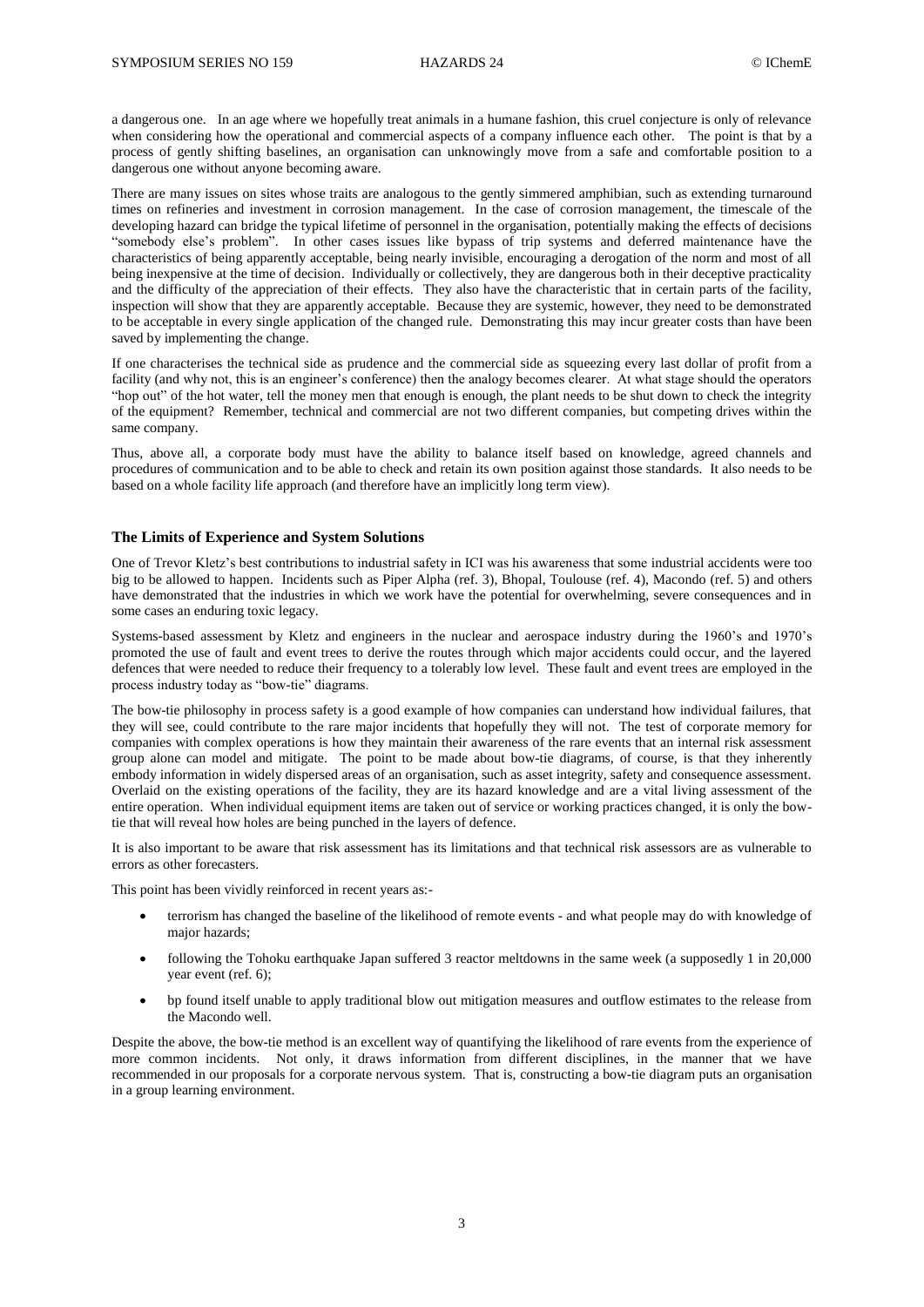a dangerous one. In an age where we hopefully treat animals in a humane fashion, this cruel conjecture is only of relevance when considering how the operational and commercial aspects of a company influence each other. The point is that by a process of gently shifting baselines, an organisation can unknowingly move from a safe and comfortable position to a dangerous one without anyone becoming aware.

There are many issues on sites whose traits are analogous to the gently simmered amphibian, such as extending turnaround times on refineries and investment in corrosion management. In the case of corrosion management, the timescale of the developing hazard can bridge the typical lifetime of personnel in the organisation, potentially making the effects of decisions "somebody else's problem". In other cases issues like bypass of trip systems and deferred maintenance have the characteristics of being apparently acceptable, being nearly invisible, encouraging a derogation of the norm and most of all being inexpensive at the time of decision. Individually or collectively, they are dangerous both in their deceptive practicality and the difficulty of the appreciation of their effects. They also have the characteristic that in certain parts of the facility, inspection will show that they are apparently acceptable. Because they are systemic, however, they need to be demonstrated to be acceptable in every single application of the changed rule. Demonstrating this may incur greater costs than have been saved by implementing the change.

If one characterises the technical side as prudence and the commercial side as squeezing every last dollar of profit from a facility (and why not, this is an engineer's conference) then the analogy becomes clearer. At what stage should the operators "hop out" of the hot water, tell the money men that enough is enough, the plant needs to be shut down to check the integrity of the equipment? Remember, technical and commercial are not two different companies, but competing drives within the same company.

Thus, above all, a corporate body must have the ability to balance itself based on knowledge, agreed channels and procedures of communication and to be able to check and retain its own position against those standards. It also needs to be based on a whole facility life approach (and therefore have an implicitly long term view).

## The Limits of Experience and System Solutions

One of Trevor Kletz's best contributions to industrial safety in ICI was his awareness that some industrial accidents were too big to be allowed to happen. Incidents such as Piper Alpha (ref. 3), Bhopal, Toulouse (ref. 4), Macondo (ref. 5) and others have demonstrated that the industries in which we work have the potential for overwhelming, severe consequences and in some cases an enduring toxic legacy.

Systems-based assessment by Kletz and engineers in the nuclear and aerospace industry during the 1960's and 1970's promoted the use of fault and event trees to derive the routes through which major accidents could occur, and the layered defences that were needed to reduce their frequency to a tolerably low level. These fault and event trees are employed in the process industry today as "bow-tie" diagrams.

The bow-tie philosophy in process safety is a good example of how companies can understand how individual failures, that they will see, could contribute to the rare major incidents that hopefully they will not. The test of corporate memory for companies with complex operations is how they maintain their awareness of the rare events that an internal risk assessment group alone can model and mitigate. The point to be made about bow-tie diagrams, of course, is that they inherently embody information in widely dispersed areas of an organisation, such as asset integrity, safety and consequence assessment. Overlaid on the existing operations of the facility, they are its hazard knowledge and are a vital living assessment of the entire operation. When individual equipment items are taken out of service or working practices changed, it is only the bow-tie that will reveal how holes are being punched in the layers of defence.

It is also important to be aware that risk assessment has its limitations and that technical risk assessors are as vulnerable to errors as other forecasters.

This point has been vividly reinforced in recent years as:-

- terrorism has changed the baseline of the likelihood of remote events - and what people may do with knowledge of major hazards;
- following the Tohoku earthquake Japan suffered 3 reactor meltdowns in the same week (a supposedly 1 in 20,000 year event (ref. 6);
- bp found itself unable to apply traditional blow out mitigation measures and outflow estimates to the release from the Macondo well.

Despite the above, the bow-tie method is an excellent way of quantifying the likelihood of rare events from the experience of more common incidents. Not only, it draws information from different disciplines, in the manner that we have recommended in our proposals for a corporate nervous system. That is, constructing a bow-tie diagram puts an organisation in a group learning environment.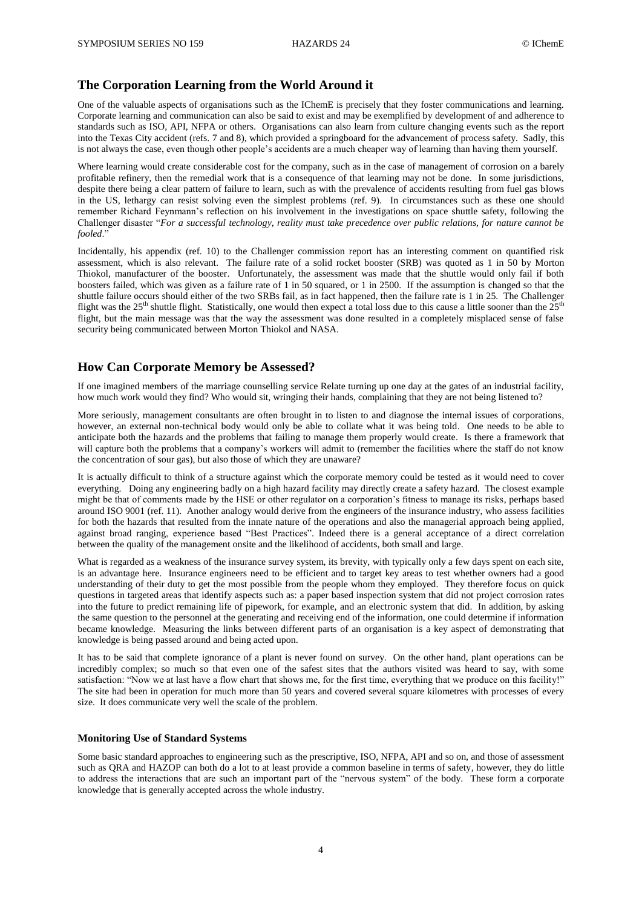## The Corporation Learning from the World Around it

One of the valuable aspects of organisations such as the IChemE is precisely that they foster communications and learning. Corporate learning and communication can also be said to exist and may be exemplified by development of and adherence to standards such as ISO, API, NFPA or others. Organisations can also learn from culture changing events such as the report into the Texas City accident (refs. 7 and 8), which provided a springboard for the advancement of process safety. Sadly, this is not always the case, even though other people's accidents are a much cheaper way of learning than having them yourself.

Where learning would create considerable cost for the company, such as in the case of management of corrosion on a barely profitable refinery, then the remedial work that is a consequence of that learning may not be done. In some jurisdictions, despite there being a clear pattern of failure to learn, such as with the prevalence of accidents resulting from fuel gas blows in the US, lethargy can resist solving even the simplest problems (ref. 9). In circumstances such as these one should remember Richard Feynmann's reflection on his involvement in the investigations on space shuttle safety, following the Challenger disaster "*For a successful technology, reality must take precedence over public relations, for nature cannot be fooled*."

Incidentally, his appendix (ref. 10) to the Challenger commission report has an interesting comment on quantified risk assessment, which is also relevant. The failure rate of a solid rocket booster (SRB) was quoted as 1 in 50 by Morton Thiokol, manufacturer of the booster. Unfortunately, the assessment was made that the shuttle would only fail if both boosters failed, which was given as a failure rate of 1 in 50 squared, or 1 in 2500. If the assumption is changed so that the shuttle failure occurs should either of the two SRBs fail, as in fact happened, then the failure rate is 1 in 25. The Challenger flight was the 25th shuttle flight. Statistically, one would then expect a total loss due to this cause a little sooner than the 25th flight, but the main message was that the way the assessment was done resulted in a completely misplaced sense of false security being communicated between Morton Thiokol and NASA.

## How Can Corporate Memory be Assessed?

If one imagined members of the marriage counselling service Relate turning up one day at the gates of an industrial facility, how much work would they find? Who would sit, wringing their hands, complaining that they are not being listened to?

More seriously, management consultants are often brought in to listen to and diagnose the internal issues of corporations, however, an external non-technical body would only be able to collate what it was being told. One needs to be able to anticipate both the hazards and the problems that failing to manage them properly would create. Is there a framework that will capture both the problems that a company's workers will admit to (remember the facilities where the staff do not know the concentration of sour gas), but also those of which they are unaware?

It is actually difficult to think of a structure against which the corporate memory could be tested as it would need to cover everything. Doing any engineering badly on a high hazard facility may directly create a safety hazard. The closest example might be that of comments made by the HSE or other regulator on a corporation's fitness to manage its risks, perhaps based around ISO 9001 (ref. 11). Another analogy would derive from the engineers of the insurance industry, who assess facilities for both the hazards that resulted from the innate nature of the operations and also the managerial approach being applied, against broad ranging, experience based "Best Practices". Indeed there is a general acceptance of a direct correlation between the quality of the management onsite and the likelihood of accidents, both small and large.

What is regarded as a weakness of the insurance survey system, its brevity, with typically only a few days spent on each site, is an advantage here. Insurance engineers need to be efficient and to target key areas to test whether owners had a good understanding of their duty to get the most possible from the people whom they employed. They therefore focus on quick questions in targeted areas that identify aspects such as: a paper based inspection system that did not project corrosion rates into the future to predict remaining life of pipework, for example, and an electronic system that did. In addition, by asking the same question to the personnel at the generating and receiving end of the information, one could determine if information became knowledge. Measuring the links between different parts of an organisation is a key aspect of demonstrating that knowledge is being passed around and being acted upon.

It has to be said that complete ignorance of a plant is never found on survey. On the other hand, plant operations can be incredibly complex; so much so that even one of the safest sites that the authors visited was heard to say, with some satisfaction: "Now we at last have a flow chart that shows me, for the first time, everything that we produce on this facility!" The site had been in operation for much more than 50 years and covered several square kilometres with processes of every size. It does communicate very well the scale of the problem.

### Monitoring Use of Standard Systems

Some basic standard approaches to engineering such as the prescriptive, ISO, NFPA, API and so on, and those of assessment such as QRA and HAZOP can both do a lot to at least provide a common baseline in terms of safety, however, they do little to address the interactions that are such an important part of the "nervous system" of the body. These form a corporate knowledge that is generally accepted across the whole industry.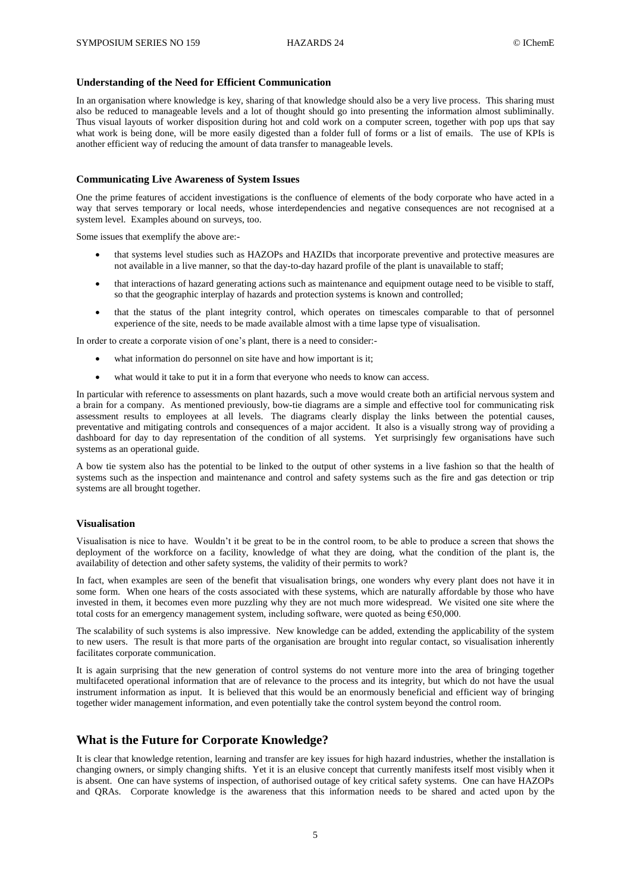### Understanding of the Need for Efficient Communication

In an organisation where knowledge is key, sharing of that knowledge should also be a very live process. This sharing must also be reduced to manageable levels and a lot of thought should go into presenting the information almost subliminally. Thus visual layouts of worker disposition during hot and cold work on a computer screen, together with pop ups that say what work is being done, will be more easily digested than a folder full of forms or a list of emails. The use of KPIs is another efficient way of reducing the amount of data transfer to manageable levels.

### Communicating Live Awareness of System Issues

One the prime features of accident investigations is the confluence of elements of the body corporate who have acted in a way that serves temporary or local needs, whose interdependencies and negative consequences are not recognised at a system level. Examples abound on surveys, too.

Some issues that exemplify the above are:-

- that systems level studies such as HAZOPs and HAZIDs that incorporate preventive and protective measures are not available in a live manner, so that the day-to-day hazard profile of the plant is unavailable to staff;
- that interactions of hazard generating actions such as maintenance and equipment outage need to be visible to staff, so that the geographic interplay of hazards and protection systems is known and controlled;
- that the status of the plant integrity control, which operates on timescales comparable to that of personnel experience of the site, needs to be made available almost with a time lapse type of visualisation.

In order to create a corporate vision of one's plant, there is a need to consider:-

- what information do personnel on site have and how important is it;
- what would it take to put it in a form that everyone who needs to know can access.

In particular with reference to assessments on plant hazards, such a move would create both an artificial nervous system and a brain for a company. As mentioned previously, bow-tie diagrams are a simple and effective tool for communicating risk assessment results to employees at all levels. The diagrams clearly display the links between the potential causes, preventative and mitigating controls and consequences of a major accident. It also is a visually strong way of providing a dashboard for day to day representation of the condition of all systems. Yet surprisingly few organisations have such systems as an operational guide.

A bow tie system also has the potential to be linked to the output of other systems in a live fashion so that the health of systems such as the inspection and maintenance and control and safety systems such as the fire and gas detection or trip systems are all brought together.

### Visualisation

Visualisation is nice to have. Wouldn't it be great to be in the control room, to be able to produce a screen that shows the deployment of the workforce on a facility, knowledge of what they are doing, what the condition of the plant is, the availability of detection and other safety systems, the validity of their permits to work?

In fact, when examples are seen of the benefit that visualisation brings, one wonders why every plant does not have it in some form. When one hears of the costs associated with these systems, which are naturally affordable by those who have invested in them, it becomes even more puzzling why they are not much more widespread. We visited one site where the total costs for an emergency management system, including software, were quoted as being €50,000.

The scalability of such systems is also impressive. New knowledge can be added, extending the applicability of the system to new users. The result is that more parts of the organisation are brought into regular contact, so visualisation inherently facilitates corporate communication.

It is again surprising that the new generation of control systems do not venture more into the area of bringing together multifaceted operational information that are of relevance to the process and its integrity, but which do not have the usual instrument information as input. It is believed that this would be an enormously beneficial and efficient way of bringing together wider management information, and even potentially take the control system beyond the control room.

## What is the Future for Corporate Knowledge?

It is clear that knowledge retention, learning and transfer are key issues for high hazard industries, whether the installation is changing owners, or simply changing shifts. Yet it is an elusive concept that currently manifests itself most visibly when it is absent. One can have systems of inspection, of authorised outage of key critical safety systems. One can have HAZOPs and QRAs. Corporate knowledge is the awareness that this information needs to be shared and acted upon by the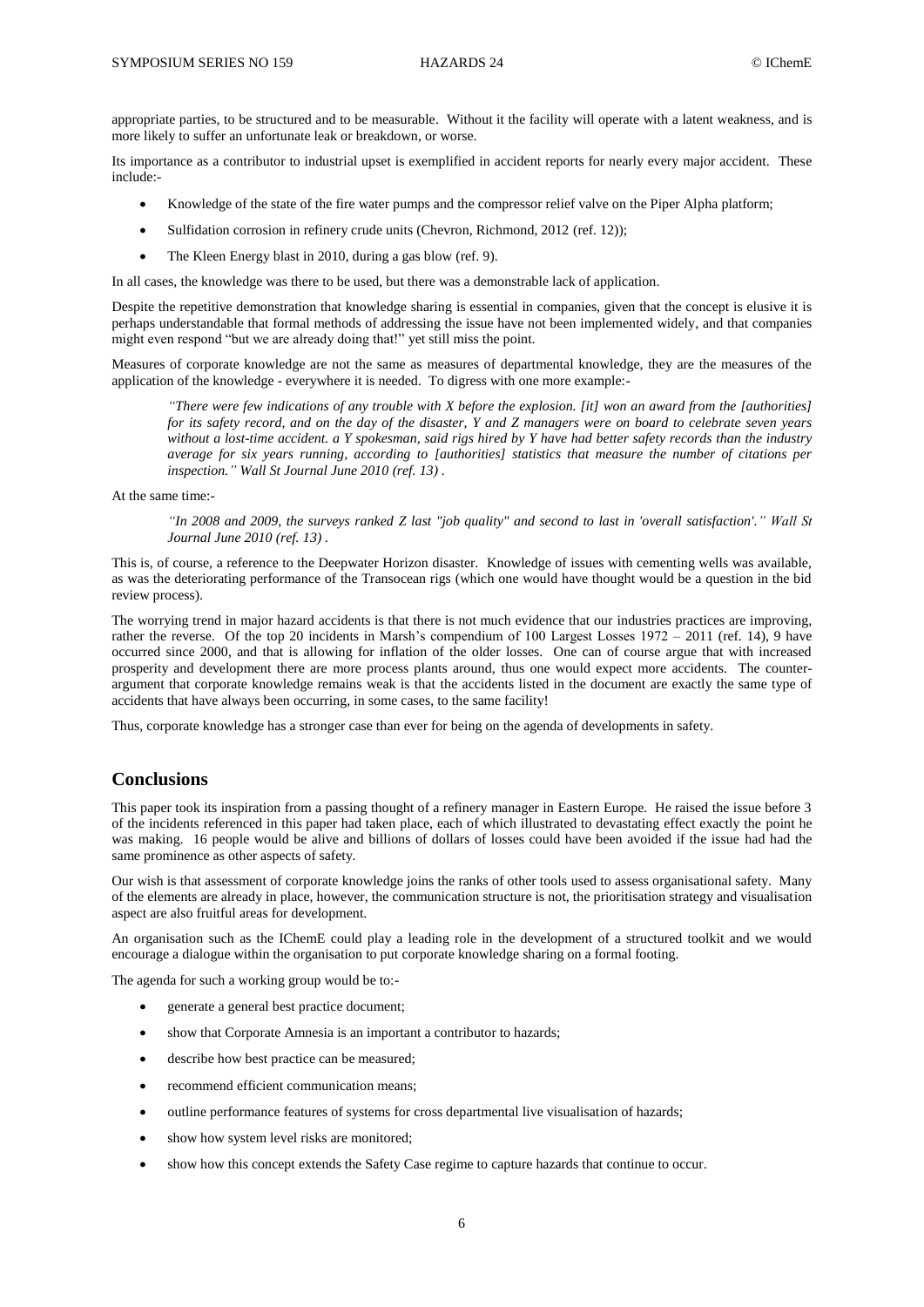appropriate parties, to be structured and to be measurable. Without it the facility will operate with a latent weakness, and is more likely to suffer an unfortunate leak or breakdown, or worse.

Its importance as a contributor to industrial upset is exemplified in accident reports for nearly every major accident. These include:-

- Knowledge of the state of the fire water pumps and the compressor relief valve on the Piper Alpha platform;
- Sulfidation corrosion in refinery crude units (Chevron, Richmond, 2012 (ref. 12));
- The Kleen Energy blast in 2010, during a gas blow (ref. 9).

In all cases, the knowledge was there to be used, but there was a demonstrable lack of application.

Despite the repetitive demonstration that knowledge sharing is essential in companies, given that the concept is elusive it is perhaps understandable that formal methods of addressing the issue have not been implemented widely, and that companies might even respond "but we are already doing that!" yet still miss the point.

Measures of corporate knowledge are not the same as measures of departmental knowledge, they are the measures of the application of the knowledge - everywhere it is needed. To digress with one more example:-

> *"There were few indications of any trouble with X before the explosion. [it] won an award from the [authorities] for its safety record, and on the day of the disaster, Y and Z managers were on board to celebrate seven years without a lost-time accident. a Y spokesman, said rigs hired by Y have had better safety records than the industry average for six years running, according to [authorities] statistics that measure the number of citations per inspection." Wall St Journal June 2010 (ref. 13) .*

At the same time:-

> *"In 2008 and 2009, the surveys ranked Z last "job quality" and second to last in 'overall satisfaction'." Wall St Journal June 2010 (ref. 13) .*

This is, of course, a reference to the Deepwater Horizon disaster. Knowledge of issues with cementing wells was available, as was the deteriorating performance of the Transocean rigs (which one would have thought would be a question in the bid review process).

The worrying trend in major hazard accidents is that there is not much evidence that our industries practices are improving, rather the reverse. Of the top 20 incidents in Marsh's compendium of 100 Largest Losses 1972 – 2011 (ref. 14), 9 have occurred since 2000, and that is allowing for inflation of the older losses. One can of course argue that with increased prosperity and development there are more process plants around, thus one would expect more accidents. The counter-argument that corporate knowledge remains weak is that the accidents listed in the document are exactly the same type of accidents that have always been occurring, in some cases, to the same facility!

Thus, corporate knowledge has a stronger case than ever for being on the agenda of developments in safety.

## Conclusions

This paper took its inspiration from a passing thought of a refinery manager in Eastern Europe. He raised the issue before 3 of the incidents referenced in this paper had taken place, each of which illustrated to devastating effect exactly the point he was making. 16 people would be alive and billions of dollars of losses could have been avoided if the issue had had the same prominence as other aspects of safety.

Our wish is that assessment of corporate knowledge joins the ranks of other tools used to assess organisational safety. Many of the elements are already in place, however, the communication structure is not, the prioritisation strategy and visualisation aspect are also fruitful areas for development.

An organisation such as the IChemE could play a leading role in the development of a structured toolkit and we would encourage a dialogue within the organisation to put corporate knowledge sharing on a formal footing.

The agenda for such a working group would be to:-

- generate a general best practice document;
- show that Corporate Amnesia is an important a contributor to hazards;
- describe how best practice can be measured;
- recommend efficient communication means;
- outline performance features of systems for cross departmental live visualisation of hazards;
- show how system level risks are monitored;
- show how this concept extends the Safety Case regime to capture hazards that continue to occur.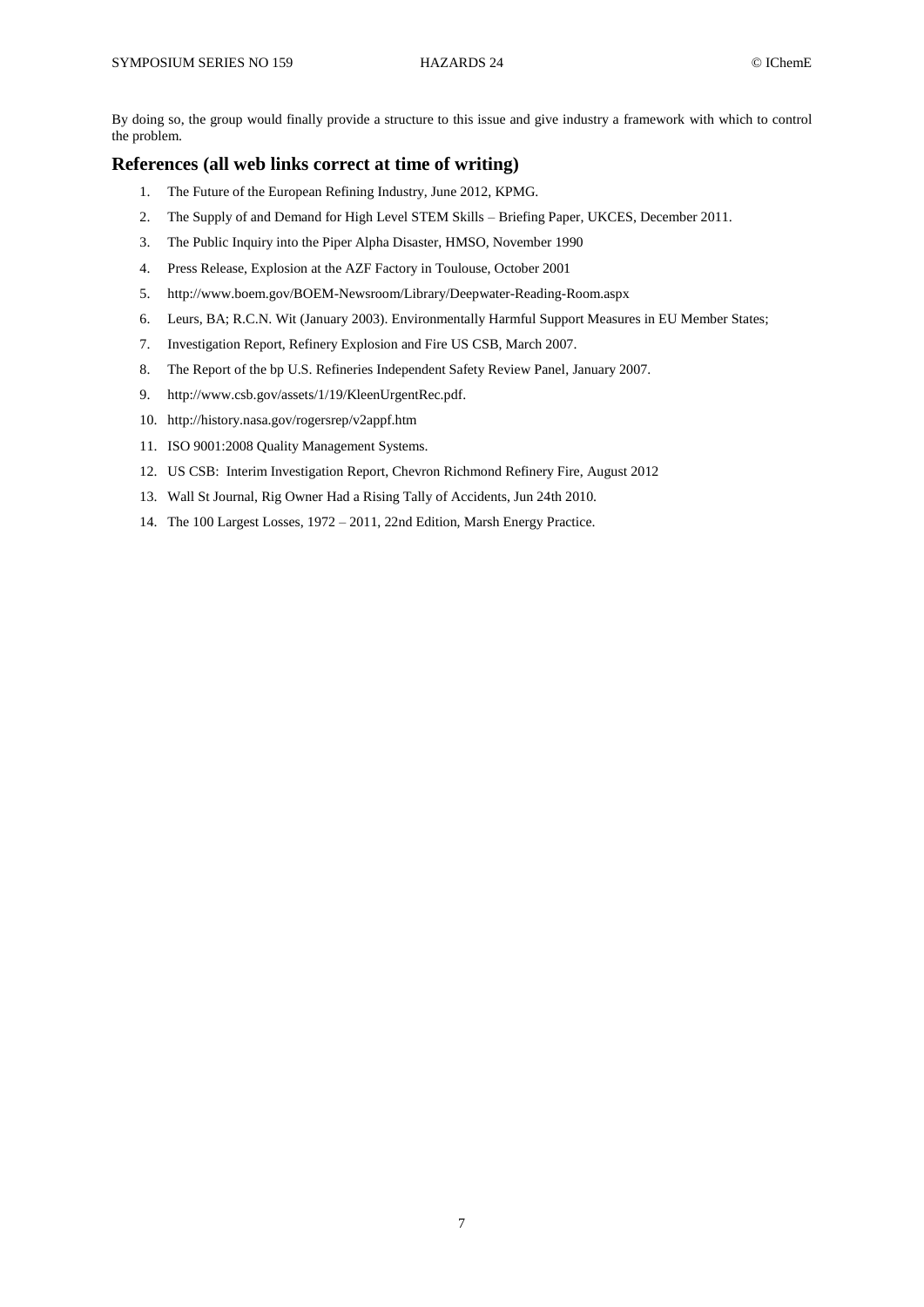By doing so, the group would finally provide a structure to this issue and give industry a framework with which to control the problem.

## References (all web links correct at time of writing)

1. The Future of the European Refining Industry, June 2012, KPMG.
2. The Supply of and Demand for High Level STEM Skills – Briefing Paper, UKCES, December 2011.
3. The Public Inquiry into the Piper Alpha Disaster, HMSO, November 1990
4. Press Release, Explosion at the AZF Factory in Toulouse, October 2001
5. http://www.boem.gov/BOEM-Newsroom/Library/Deepwater-Reading-Room.aspx
6. Leurs, BA; R.C.N. Wit (January 2003). Environmentally Harmful Support Measures in EU Member States;
7. Investigation Report, Refinery Explosion and Fire US CSB, March 2007.
8. The Report of the bp U.S. Refineries Independent Safety Review Panel, January 2007.
9. http://www.csb.gov/assets/1/19/KleenUrgentRec.pdf.
10. http://history.nasa.gov/rogersrep/v2appf.htm
11. ISO 9001:2008 Quality Management Systems.
12. US CSB: Interim Investigation Report, Chevron Richmond Refinery Fire, August 2012
13. Wall St Journal, Rig Owner Had a Rising Tally of Accidents, Jun 24th 2010.
14. The 100 Largest Losses, 1972 – 2011, 22nd Edition, Marsh Energy Practice.